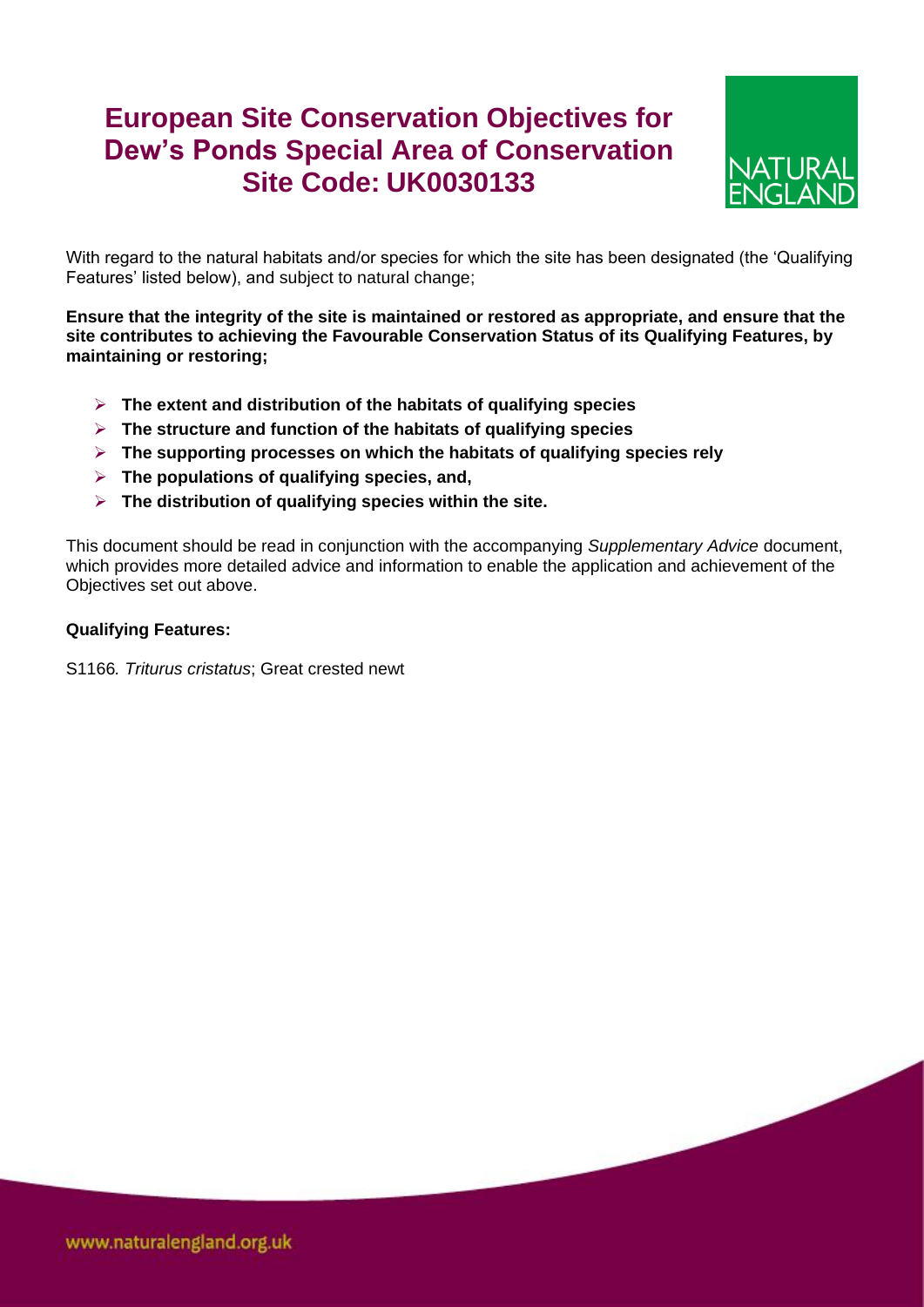# European Site Conservation Objectives for Dew's Ponds Special Area of Conservation Site Code: UK0030133

With regard to the natural habitats and/or species for which the site has been designated (the 'Qualifying Features' listed below), and subject to natural change;

**Ensure that the integrity of the site is maintained or restored as appropriate, and ensure that the site contributes to achieving the Favourable Conservation Status of its Qualifying Features, by maintaining or restoring;**

- **The extent and distribution of the habitats of qualifying species**
- **The structure and function of the habitats of qualifying species**
- **The supporting processes on which the habitats of qualifying species rely**
- **The populations of qualifying species, and,**
- **The distribution of qualifying species within the site.**

This document should be read in conjunction with the accompanying *Supplementary Advice* document, which provides more detailed advice and information to enable the application and achievement of the Objectives set out above.

**Qualifying Features:**

S1166*. Triturus cristatus*; Great crested newt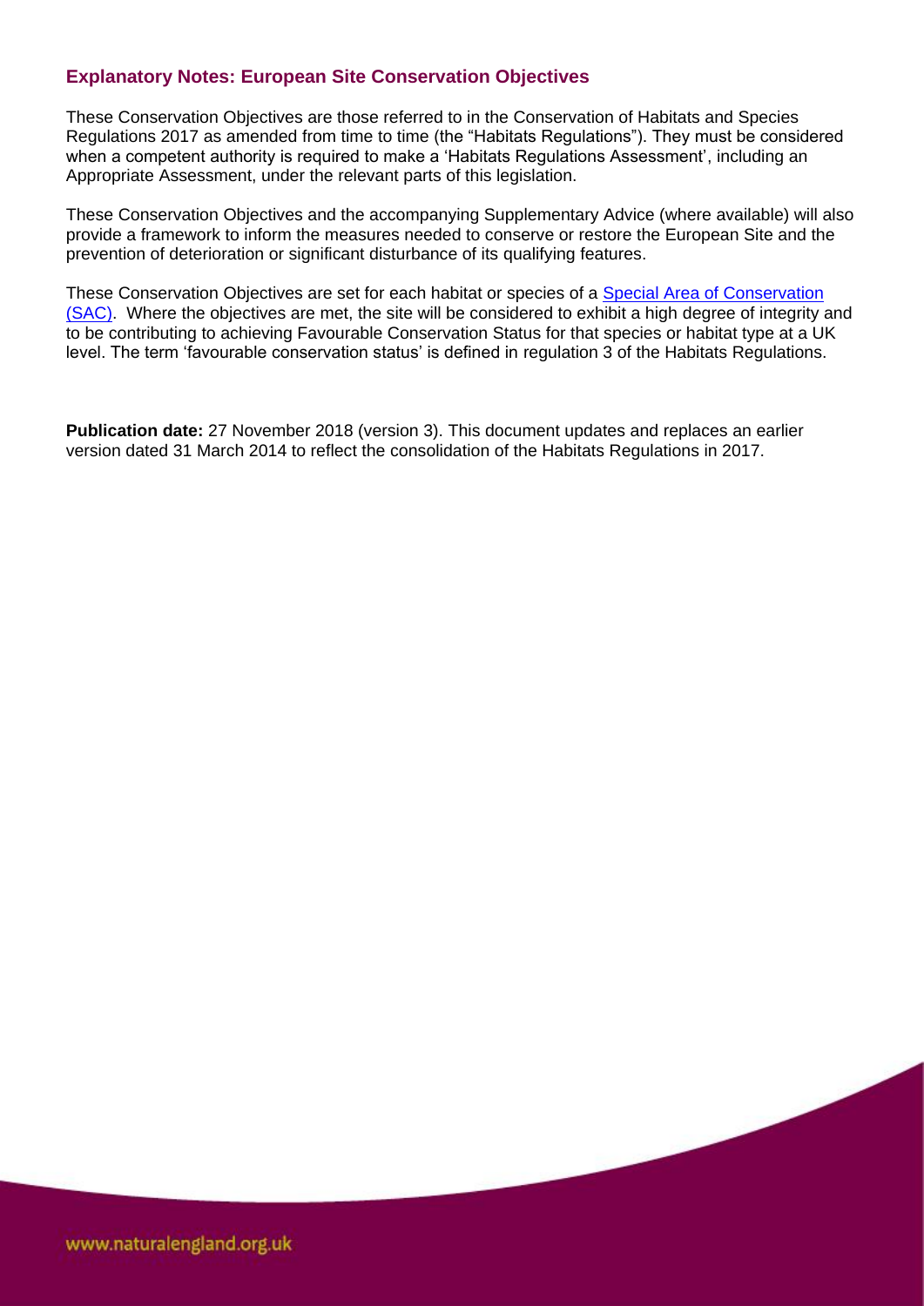## Explanatory Notes: European Site Conservation Objectives

These Conservation Objectives are those referred to in the Conservation of Habitats and Species Regulations 2017 as amended from time to time (the "Habitats Regulations"). They must be considered when a competent authority is required to make a 'Habitats Regulations Assessment', including an Appropriate Assessment, under the relevant parts of this legislation.

These Conservation Objectives and the accompanying Supplementary Advice (where available) will also provide a framework to inform the measures needed to conserve or restore the European Site and the prevention of deterioration or significant disturbance of its qualifying features.

These Conservation Objectives are set for each habitat or species of a Special Area of Conservation (SAC). Where the objectives are met, the site will be considered to exhibit a high degree of integrity and to be contributing to achieving Favourable Conservation Status for that species or habitat type at a UK level. The term 'favourable conservation status' is defined in regulation 3 of the Habitats Regulations.

**Publication date:** 27 November 2018 (version 3). This document updates and replaces an earlier version dated 31 March 2014 to reflect the consolidation of the Habitats Regulations in 2017.